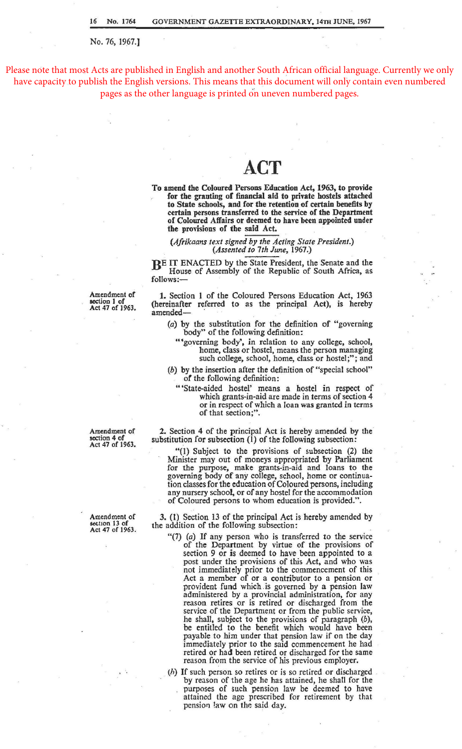No. 76, 1967.]

Please note that most Acts are published in English and another South African official language. Currently we only have capacity to publish the English versions. This means that this document will only contain even numbered pages as the other language is printed on uneven numbered pages.

# ACT

**To amend the Coloured Persons Education Act, 1963, to provide for the granting of financial aid to private hostels attached to State schools, and for the retention of certain benefits by certain persons transferred to the service of the Department of Coloured Affairs or deemed to have been appointed under the provisions of the said Act.**

*(Afrikaans text signed by the Acting State President.)*
*(Assented to 7th June, 1967.)*

BE IT ENACTED by the State President, the Senate and the House of Assembly of the Republic of South Africa, as follows:—

*Amendment of section 1 of Act 47 of 1963.*

**1.** Section 1 of the Coloured Persons Education Act, 1963 (hereinafter referred to as the principal Act), is hereby amended—

(*a*) by the substitution for the definition of "governing body" of the following definition:

"'governing body', in relation to any college, school, home, class or hostel, means the person managing such college, school, home, class or hostel;"; and

(*b*) by the insertion after the definition of "special school" of the following definition:

"'State-aided hostel' means a hostel in respect of which grants-in-aid are made in terms of section 4 or in respect of which a loan was granted in terms of that section;".

*Amendment of section 4 of Act 47 of 1963.*

**2.** Section 4 of the principal Act is hereby amended by the substitution for subsection (1) of the following subsection:

"(1) Subject to the provisions of subsection (2) the Minister may out of moneys appropriated by Parliament for the purpose, make grants-in-aid and loans to the governing body of any college, school, home or continuation classes for the education of Coloured persons, including any nursery school, or of any hostel for the accommodation of Coloured persons to whom education is provided.".

*Amendment of section 13 of Act 47 of 1963.*

**3.** (1) Section 13 of the principal Act is hereby amended by the addition of the following subsection:

"(7) (*a*) If any person who is transferred to the service of the Department by virtue of the provisions of section 9 or is deemed to have been appointed to a post under the provisions of this Act, and who was not immediately prior to the commencement of this Act a member of or a contributor to a pension or provident fund which is governed by a pension law administered by a provincial administration, for any reason retires or is retired or discharged from the service of the Department or from the public service, he shall, subject to the provisions of paragraph (*b*), be entitled to the benefit which would have been payable to him under that pension law if on the day immediately prior to the said commencement he had retired or had been retired or discharged for the same reason from the service of his previous employer.

(*b*) If such person so retires or is so retired or discharged by reason of the age he has attained, he shall for the purposes of such pension law be deemed to have attained the age prescribed for retirement by that pension law on the said day.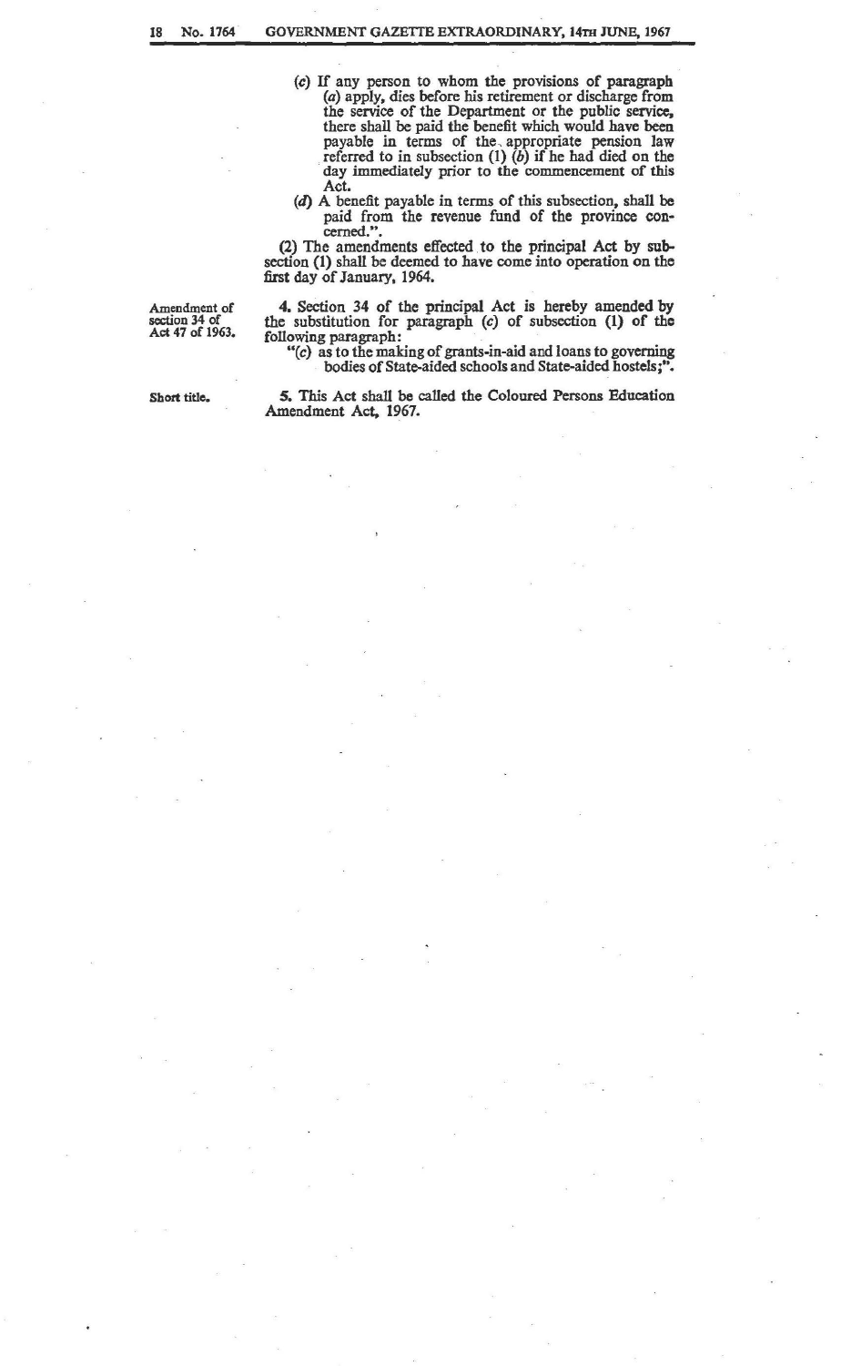(c) If any person to whom the provisions of paragraph (a) apply, dies before his retirement or discharge from the service of the Department or the public service, there shall be paid the benefit which would have been payable in terms of the appropriate pension law referred to in subsection (1) (b) if he had died on the day immediately prior to the commencement of this Act.

(d) A benefit payable in terms of this subsection, shall be paid from the revenue fund of the province concerned.".

(2) The amendments effected to the principal Act by subsection (1) shall be deemed to have come into operation on the first day of January, 1964.

Amendment of section 34 of Act 47 of 1963.

**4.** Section 34 of the principal Act is hereby amended by the substitution for paragraph (c) of subsection (1) of the following paragraph:

"(c) as to the making of grants-in-aid and loans to governing bodies of State-aided schools and State-aided hostels;".

Short title.

**5.** This Act shall be called the Coloured Persons Education Amendment Act, 1967.